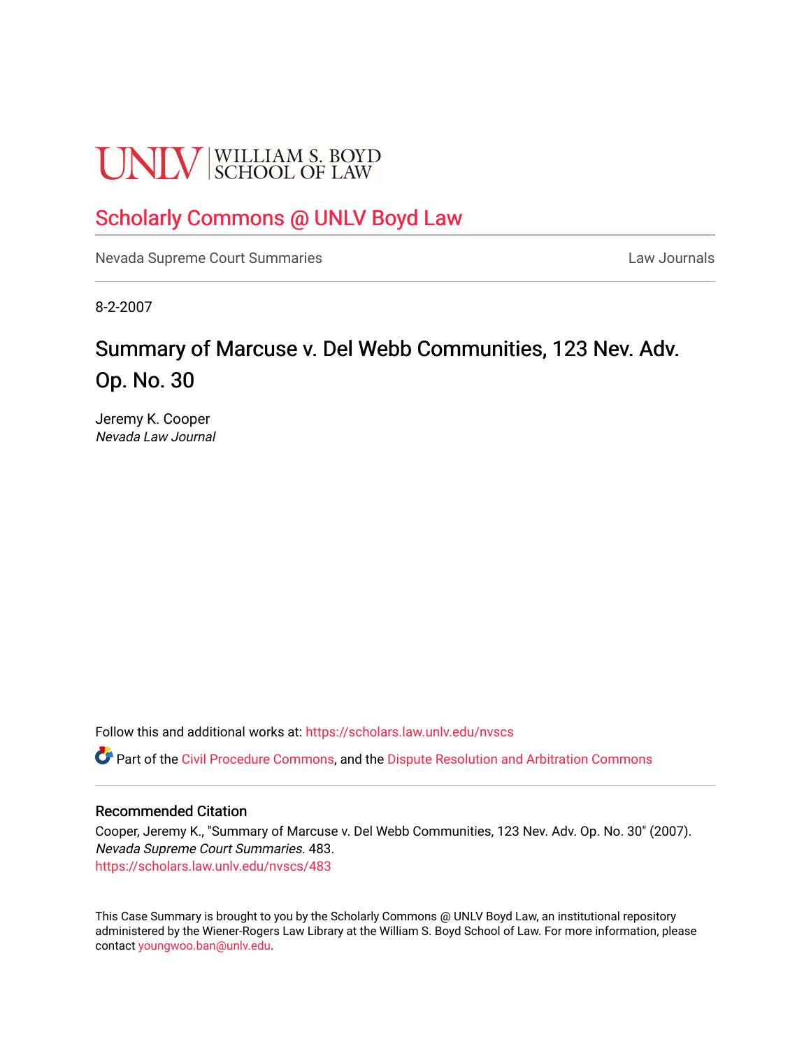UNLV | WILLIAM S. BOYD SCHOOL OF LAW

# Scholarly Commons @ UNLV Boyd Law

Nevada Supreme Court Summaries | Law Journals

8-2-2007

## Summary of Marcuse v. Del Webb Communities, 123 Nev. Adv. Op. No. 30

Jeremy K. Cooper
*Nevada Law Journal*

Follow this and additional works at: https://scholars.law.unlv.edu/nvscs

Part of the Civil Procedure Commons, and the Dispute Resolution and Arbitration Commons

### Recommended Citation

Cooper, Jeremy K., "Summary of Marcuse v. Del Webb Communities, 123 Nev. Adv. Op. No. 30" (2007). *Nevada Supreme Court Summaries*. 483.
https://scholars.law.unlv.edu/nvscs/483

This Case Summary is brought to you by the Scholarly Commons @ UNLV Boyd Law, an institutional repository administered by the Wiener-Rogers Law Library at the William S. Boyd School of Law. For more information, please contact youngwoo.ban@unlv.edu.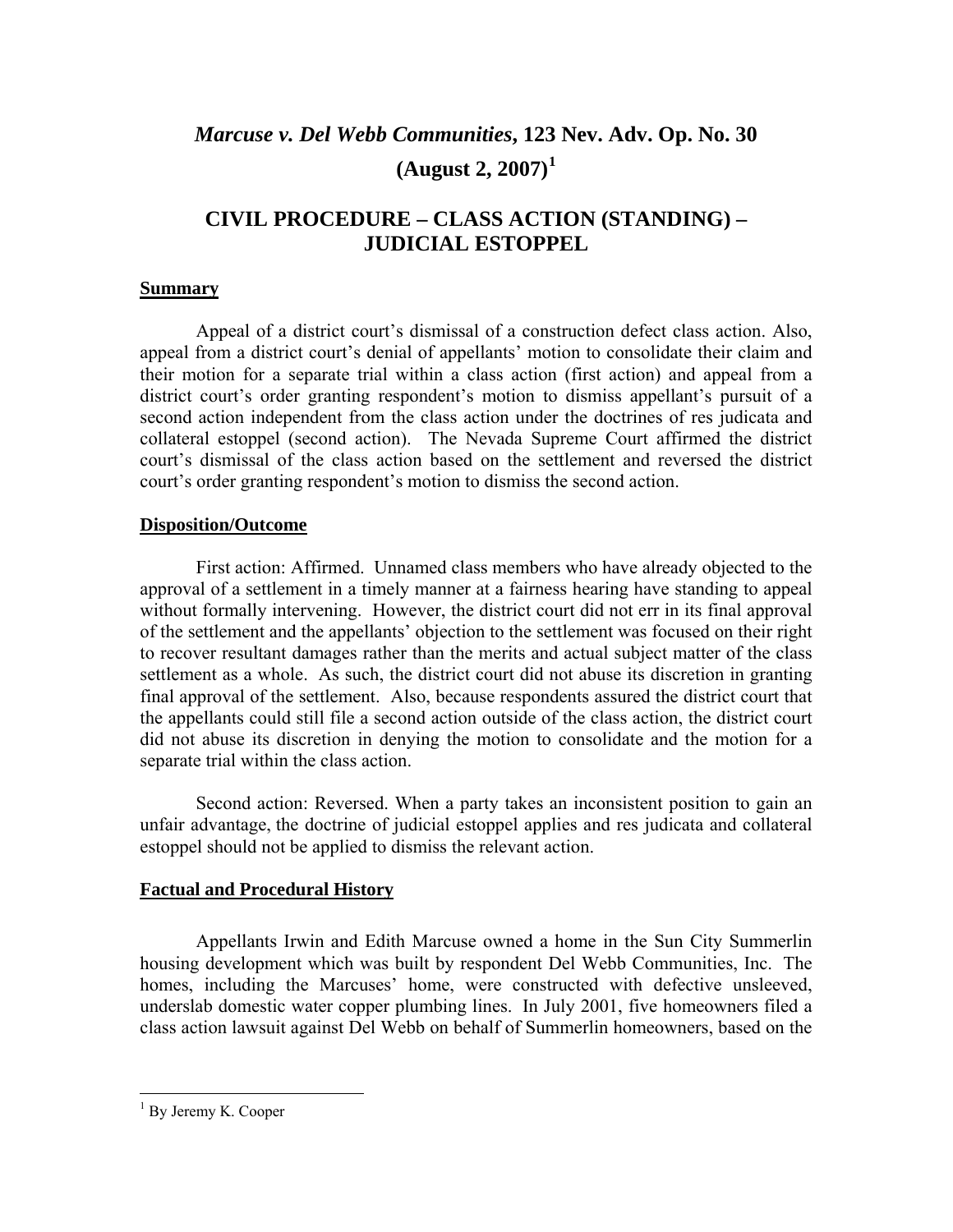# *Marcuse v. Del Webb Communities*, 123 Nev. Adv. Op. No. 30 (August 2, 2007)[1]

## CIVIL PROCEDURE – CLASS ACTION (STANDING) – JUDICIAL ESTOPPEL

### Summary

Appeal of a district court's dismissal of a construction defect class action. Also, appeal from a district court's denial of appellants' motion to consolidate their claim and their motion for a separate trial within a class action (first action) and appeal from a district court's order granting respondent's motion to dismiss appellant's pursuit of a second action independent from the class action under the doctrines of res judicata and collateral estoppel (second action). The Nevada Supreme Court affirmed the district court's dismissal of the class action based on the settlement and reversed the district court's order granting respondent's motion to dismiss the second action.

### Disposition/Outcome

First action: Affirmed. Unnamed class members who have already objected to the approval of a settlement in a timely manner at a fairness hearing have standing to appeal without formally intervening. However, the district court did not err in its final approval of the settlement and the appellants' objection to the settlement was focused on their right to recover resultant damages rather than the merits and actual subject matter of the class settlement as a whole. As such, the district court did not abuse its discretion in granting final approval of the settlement. Also, because respondents assured the district court that the appellants could still file a second action outside of the class action, the district court did not abuse its discretion in denying the motion to consolidate and the motion for a separate trial within the class action.

Second action: Reversed. When a party takes an inconsistent position to gain an unfair advantage, the doctrine of judicial estoppel applies and res judicata and collateral estoppel should not be applied to dismiss the relevant action.

### Factual and Procedural History

Appellants Irwin and Edith Marcuse owned a home in the Sun City Summerlin housing development which was built by respondent Del Webb Communities, Inc. The homes, including the Marcuses' home, were constructed with defective unsleeved, underslab domestic water copper plumbing lines. In July 2001, five homeowners filed a class action lawsuit against Del Webb on behalf of Summerlin homeowners, based on the

---

[1] By Jeremy K. Cooper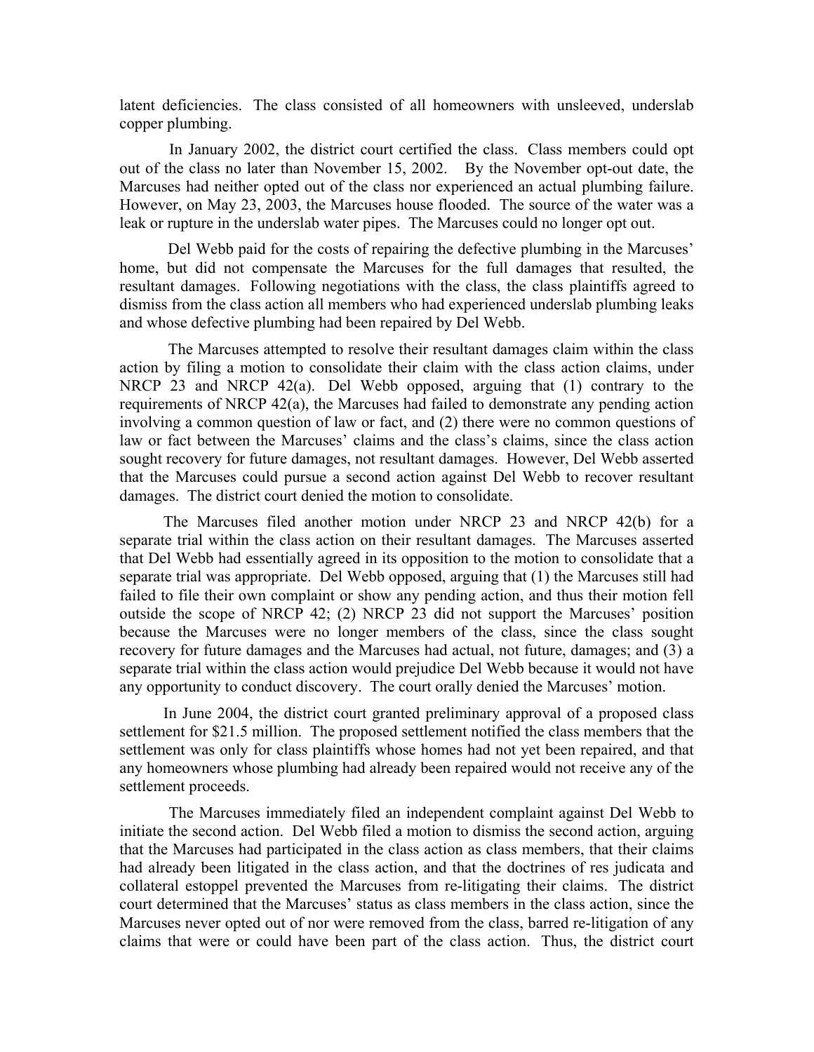latent deficiencies. The class consisted of all homeowners with unsleeved, underslab copper plumbing.

In January 2002, the district court certified the class. Class members could opt out of the class no later than November 15, 2002. By the November opt-out date, the Marcuses had neither opted out of the class nor experienced an actual plumbing failure. However, on May 23, 2003, the Marcuses house flooded. The source of the water was a leak or rupture in the underslab water pipes. The Marcuses could no longer opt out.

Del Webb paid for the costs of repairing the defective plumbing in the Marcuses' home, but did not compensate the Marcuses for the full damages that resulted, the resultant damages. Following negotiations with the class, the class plaintiffs agreed to dismiss from the class action all members who had experienced underslab plumbing leaks and whose defective plumbing had been repaired by Del Webb.

The Marcuses attempted to resolve their resultant damages claim within the class action by filing a motion to consolidate their claim with the class action claims, under NRCP 23 and NRCP 42(a). Del Webb opposed, arguing that (1) contrary to the requirements of NRCP 42(a), the Marcuses had failed to demonstrate any pending action involving a common question of law or fact, and (2) there were no common questions of law or fact between the Marcuses' claims and the class's claims, since the class action sought recovery for future damages, not resultant damages. However, Del Webb asserted that the Marcuses could pursue a second action against Del Webb to recover resultant damages. The district court denied the motion to consolidate.

The Marcuses filed another motion under NRCP 23 and NRCP 42(b) for a separate trial within the class action on their resultant damages. The Marcuses asserted that Del Webb had essentially agreed in its opposition to the motion to consolidate that a separate trial was appropriate. Del Webb opposed, arguing that (1) the Marcuses still had failed to file their own complaint or show any pending action, and thus their motion fell outside the scope of NRCP 42; (2) NRCP 23 did not support the Marcuses' position because the Marcuses were no longer members of the class, since the class sought recovery for future damages and the Marcuses had actual, not future, damages; and (3) a separate trial within the class action would prejudice Del Webb because it would not have any opportunity to conduct discovery. The court orally denied the Marcuses' motion.

In June 2004, the district court granted preliminary approval of a proposed class settlement for $21.5 million. The proposed settlement notified the class members that the settlement was only for class plaintiffs whose homes had not yet been repaired, and that any homeowners whose plumbing had already been repaired would not receive any of the settlement proceeds.

The Marcuses immediately filed an independent complaint against Del Webb to initiate the second action. Del Webb filed a motion to dismiss the second action, arguing that the Marcuses had participated in the class action as class members, that their claims had already been litigated in the class action, and that the doctrines of res judicata and collateral estoppel prevented the Marcuses from re-litigating their claims. The district court determined that the Marcuses' status as class members in the class action, since the Marcuses never opted out of nor were removed from the class, barred re-litigation of any claims that were or could have been part of the class action. Thus, the district court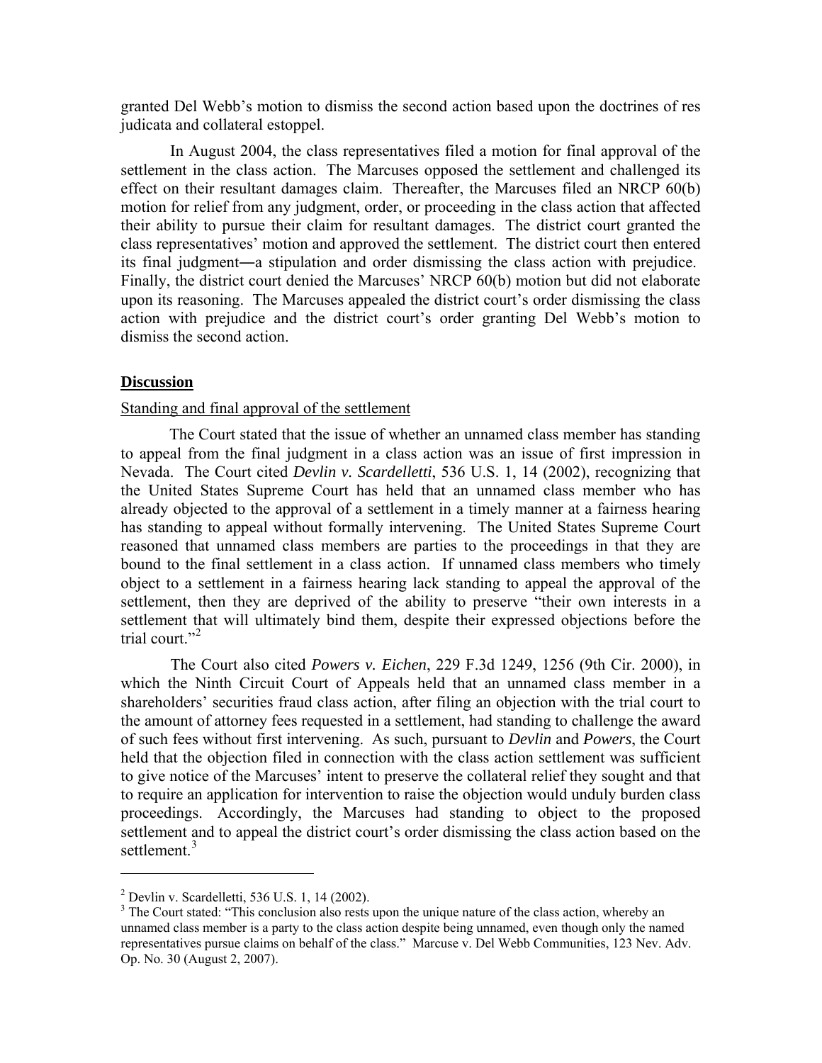granted Del Webb's motion to dismiss the second action based upon the doctrines of res judicata and collateral estoppel.

In August 2004, the class representatives filed a motion for final approval of the settlement in the class action. The Marcuses opposed the settlement and challenged its effect on their resultant damages claim. Thereafter, the Marcuses filed an NRCP 60(b) motion for relief from any judgment, order, or proceeding in the class action that affected their ability to pursue their claim for resultant damages. The district court granted the class representatives' motion and approved the settlement. The district court then entered its final judgment―a stipulation and order dismissing the class action with prejudice. Finally, the district court denied the Marcuses' NRCP 60(b) motion but did not elaborate upon its reasoning. The Marcuses appealed the district court's order dismissing the class action with prejudice and the district court's order granting Del Webb's motion to dismiss the second action.

## **Discussion**

### Standing and final approval of the settlement

The Court stated that the issue of whether an unnamed class member has standing to appeal from the final judgment in a class action was an issue of first impression in Nevada. The Court cited *Devlin v. Scardelletti*, 536 U.S. 1, 14 (2002), recognizing that the United States Supreme Court has held that an unnamed class member who has already objected to the approval of a settlement in a timely manner at a fairness hearing has standing to appeal without formally intervening. The United States Supreme Court reasoned that unnamed class members are parties to the proceedings in that they are bound to the final settlement in a class action. If unnamed class members who timely object to a settlement in a fairness hearing lack standing to appeal the approval of the settlement, then they are deprived of the ability to preserve "their own interests in a settlement that will ultimately bind them, despite their expressed objections before the trial court."[2]

The Court also cited *Powers v. Eichen*, 229 F.3d 1249, 1256 (9th Cir. 2000), in which the Ninth Circuit Court of Appeals held that an unnamed class member in a shareholders' securities fraud class action, after filing an objection with the trial court to the amount of attorney fees requested in a settlement, had standing to challenge the award of such fees without first intervening. As such, pursuant to *Devlin* and *Powers*, the Court held that the objection filed in connection with the class action settlement was sufficient to give notice of the Marcuses' intent to preserve the collateral relief they sought and that to require an application for intervention to raise the objection would unduly burden class proceedings. Accordingly, the Marcuses had standing to object to the proposed settlement and to appeal the district court's order dismissing the class action based on the settlement.[3]

---

[2] Devlin v. Scardelletti, 536 U.S. 1, 14 (2002).

[3] The Court stated: "This conclusion also rests upon the unique nature of the class action, whereby an unnamed class member is a party to the class action despite being unnamed, even though only the named representatives pursue claims on behalf of the class." Marcuse v. Del Webb Communities, 123 Nev. Adv. Op. No. 30 (August 2, 2007).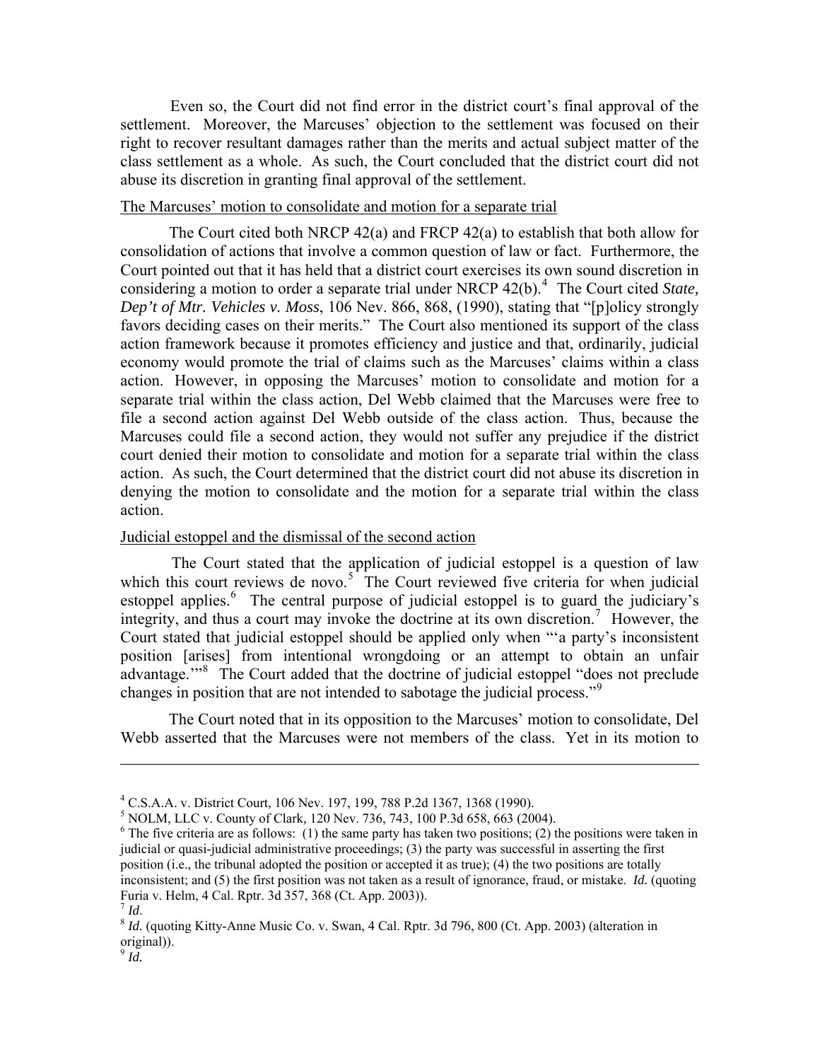Even so, the Court did not find error in the district court's final approval of the settlement. Moreover, the Marcuses' objection to the settlement was focused on their right to recover resultant damages rather than the merits and actual subject matter of the class settlement as a whole. As such, the Court concluded that the district court did not abuse its discretion in granting final approval of the settlement.

The Marcuses' motion to consolidate and motion for a separate trial

The Court cited both NRCP 42(a) and FRCP 42(a) to establish that both allow for consolidation of actions that involve a common question of law or fact. Furthermore, the Court pointed out that it has held that a district court exercises its own sound discretion in considering a motion to order a separate trial under NRCP 42(b).[4] The Court cited *State, Dep't of Mtr. Vehicles v. Moss*, 106 Nev. 866, 868, (1990), stating that "[p]olicy strongly favors deciding cases on their merits." The Court also mentioned its support of the class action framework because it promotes efficiency and justice and that, ordinarily, judicial economy would promote the trial of claims such as the Marcuses' claims within a class action. However, in opposing the Marcuses' motion to consolidate and motion for a separate trial within the class action, Del Webb claimed that the Marcuses were free to file a second action against Del Webb outside of the class action. Thus, because the Marcuses could file a second action, they would not suffer any prejudice if the district court denied their motion to consolidate and motion for a separate trial within the class action. As such, the Court determined that the district court did not abuse its discretion in denying the motion to consolidate and the motion for a separate trial within the class action.

Judicial estoppel and the dismissal of the second action

The Court stated that the application of judicial estoppel is a question of law which this court reviews de novo.[5] The Court reviewed five criteria for when judicial estoppel applies.[6] The central purpose of judicial estoppel is to guard the judiciary's integrity, and thus a court may invoke the doctrine at its own discretion.[7] However, the Court stated that judicial estoppel should be applied only when "'a party's inconsistent position [arises] from intentional wrongdoing or an attempt to obtain an unfair advantage.'"[8] The Court added that the doctrine of judicial estoppel "does not preclude changes in position that are not intended to sabotage the judicial process."[9]

The Court noted that in its opposition to the Marcuses' motion to consolidate, Del Webb asserted that the Marcuses were not members of the class. Yet in its motion to

---

[4] C.S.A.A. v. District Court, 106 Nev. 197, 199, 788 P.2d 1367, 1368 (1990).
[5] NOLM, LLC v. County of Clark, 120 Nev. 736, 743, 100 P.3d 658, 663 (2004).
[6] The five criteria are as follows: (1) the same party has taken two positions; (2) the positions were taken in judicial or quasi-judicial administrative proceedings; (3) the party was successful in asserting the first position (i.e., the tribunal adopted the position or accepted it as true); (4) the two positions are totally inconsistent; and (5) the first position was not taken as a result of ignorance, fraud, or mistake. *Id.* (quoting Furia v. Helm, 4 Cal. Rptr. 3d 357, 368 (Ct. App. 2003)).
[7] *Id*.
[8] *Id.* (quoting Kitty-Anne Music Co. v. Swan, 4 Cal. Rptr. 3d 796, 800 (Ct. App. 2003) (alteration in original)).
[9] *Id.*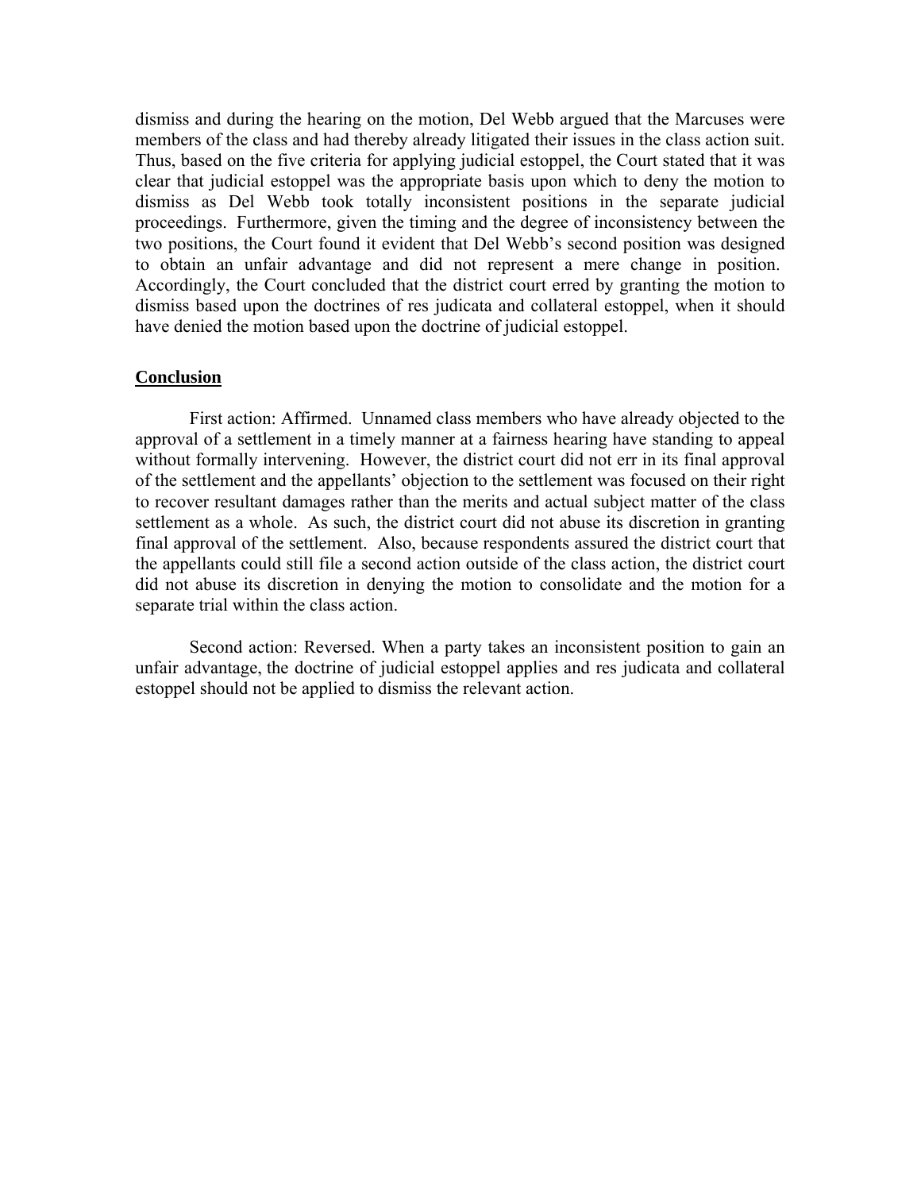dismiss and during the hearing on the motion, Del Webb argued that the Marcuses were members of the class and had thereby already litigated their issues in the class action suit. Thus, based on the five criteria for applying judicial estoppel, the Court stated that it was clear that judicial estoppel was the appropriate basis upon which to deny the motion to dismiss as Del Webb took totally inconsistent positions in the separate judicial proceedings. Furthermore, given the timing and the degree of inconsistency between the two positions, the Court found it evident that Del Webb's second position was designed to obtain an unfair advantage and did not represent a mere change in position. Accordingly, the Court concluded that the district court erred by granting the motion to dismiss based upon the doctrines of res judicata and collateral estoppel, when it should have denied the motion based upon the doctrine of judicial estoppel.

## **Conclusion**

First action: Affirmed. Unnamed class members who have already objected to the approval of a settlement in a timely manner at a fairness hearing have standing to appeal without formally intervening. However, the district court did not err in its final approval of the settlement and the appellants' objection to the settlement was focused on their right to recover resultant damages rather than the merits and actual subject matter of the class settlement as a whole. As such, the district court did not abuse its discretion in granting final approval of the settlement. Also, because respondents assured the district court that the appellants could still file a second action outside of the class action, the district court did not abuse its discretion in denying the motion to consolidate and the motion for a separate trial within the class action.

Second action: Reversed. When a party takes an inconsistent position to gain an unfair advantage, the doctrine of judicial estoppel applies and res judicata and collateral estoppel should not be applied to dismiss the relevant action.